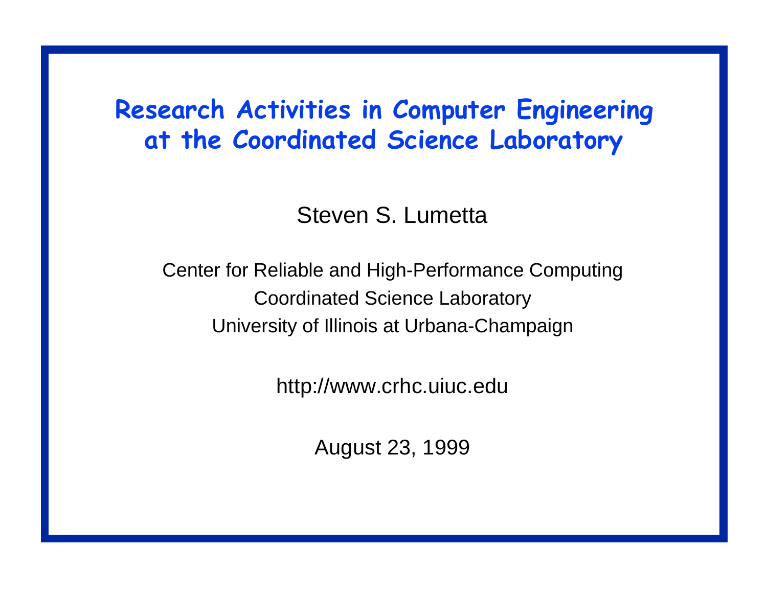# Research Activities in Computer Engineering at the Coordinated Science Laboratory

Steven S. Lumetta

Center for Reliable and High-Performance Computing
Coordinated Science Laboratory
University of Illinois at Urbana-Champaign

http://www.crhc.uiuc.edu

August 23, 1999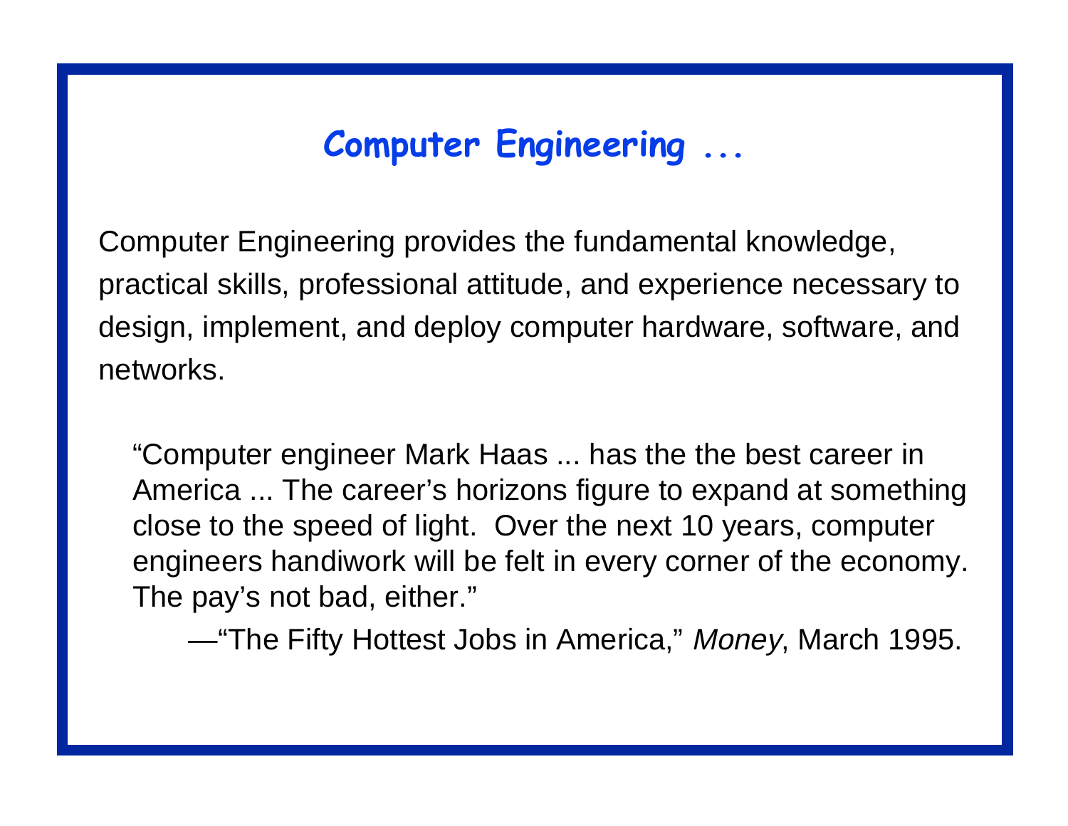# Computer Engineering ...

Computer Engineering provides the fundamental knowledge, practical skills, professional attitude, and experience necessary to design, implement, and deploy computer hardware, software, and networks.

> "Computer engineer Mark Haas ... has the the best career in America ... The career's horizons figure to expand at something close to the speed of light. Over the next 10 years, computer engineers handiwork will be felt in every corner of the economy. The pay's not bad, either."
>
> —"The Fifty Hottest Jobs in America," *Money*, March 1995.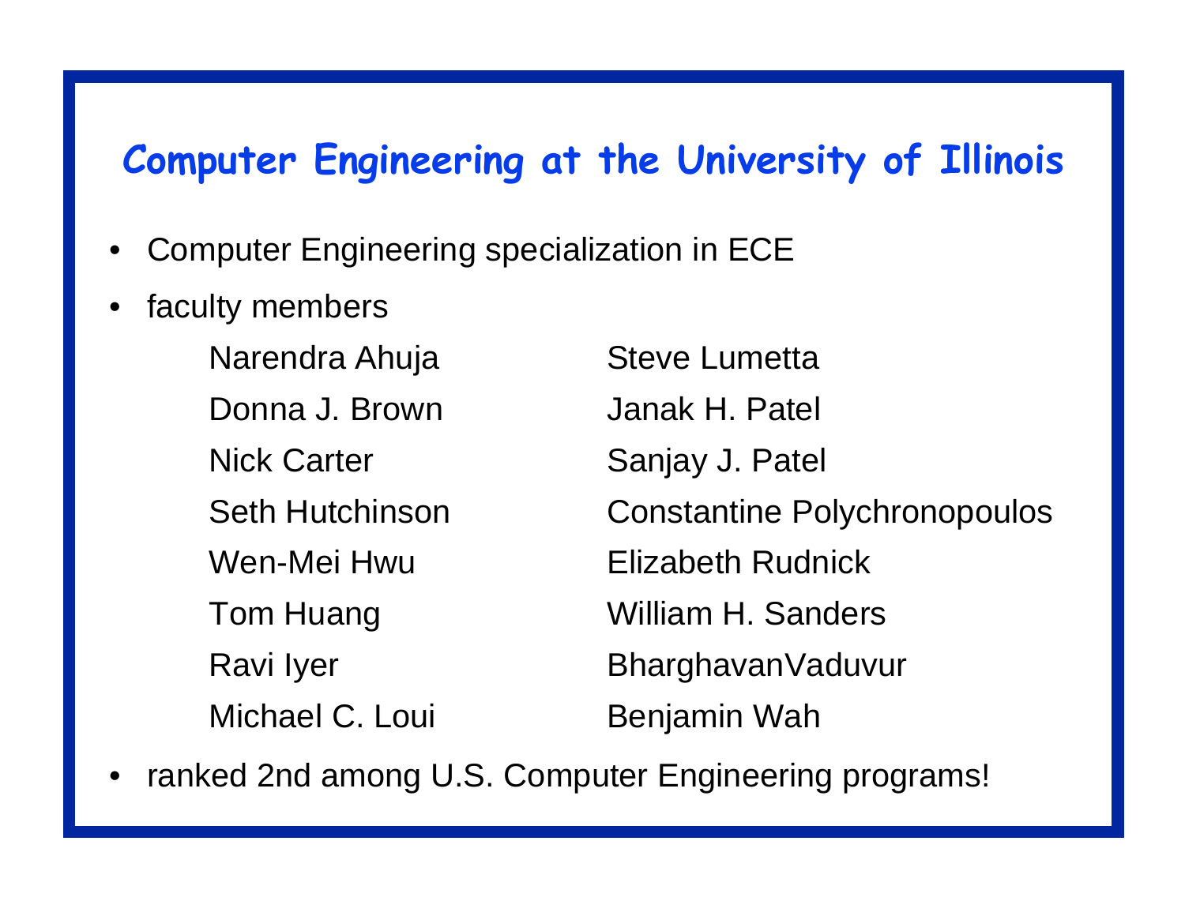# Computer Engineering at the University of Illinois

- Computer Engineering specialization in ECE
- faculty members

  Narendra Ahuja
  Donna J. Brown
  Nick Carter
  Seth Hutchinson
  Wen-Mei Hwu
  Tom Huang
  Ravi Iyer
  Michael C. Loui
  Steve Lumetta
  Janak H. Patel
  Sanjay J. Patel
  Constantine Polychronopoulos
  Elizabeth Rudnick
  William H. Sanders
  BharghavanVaduvur
  Benjamin Wah

- ranked 2nd among U.S. Computer Engineering programs!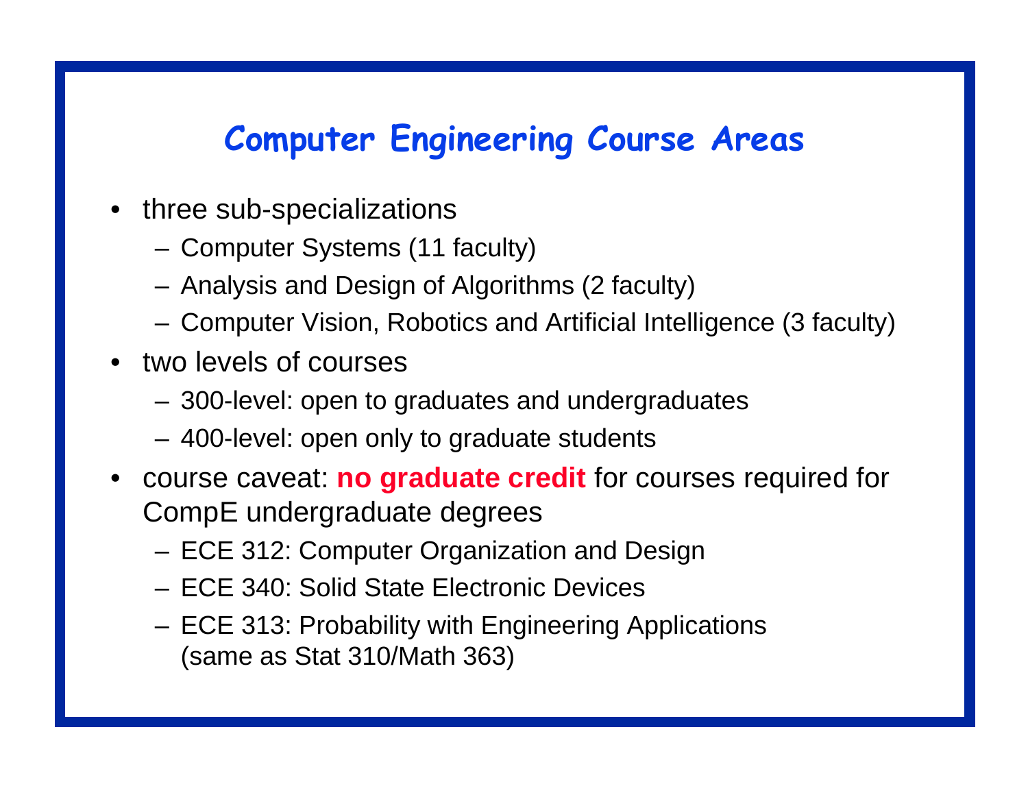# Computer Engineering Course Areas

- three sub-specializations
  - Computer Systems (11 faculty)
  - Analysis and Design of Algorithms (2 faculty)
  - Computer Vision, Robotics and Artificial Intelligence (3 faculty)
- two levels of courses
  - 300-level: open to graduates and undergraduates
  - 400-level: open only to graduate students
- course caveat: **no graduate credit** for courses required for CompE undergraduate degrees
  - ECE 312: Computer Organization and Design
  - ECE 340: Solid State Electronic Devices
  - ECE 313: Probability with Engineering Applications (same as Stat 310/Math 363)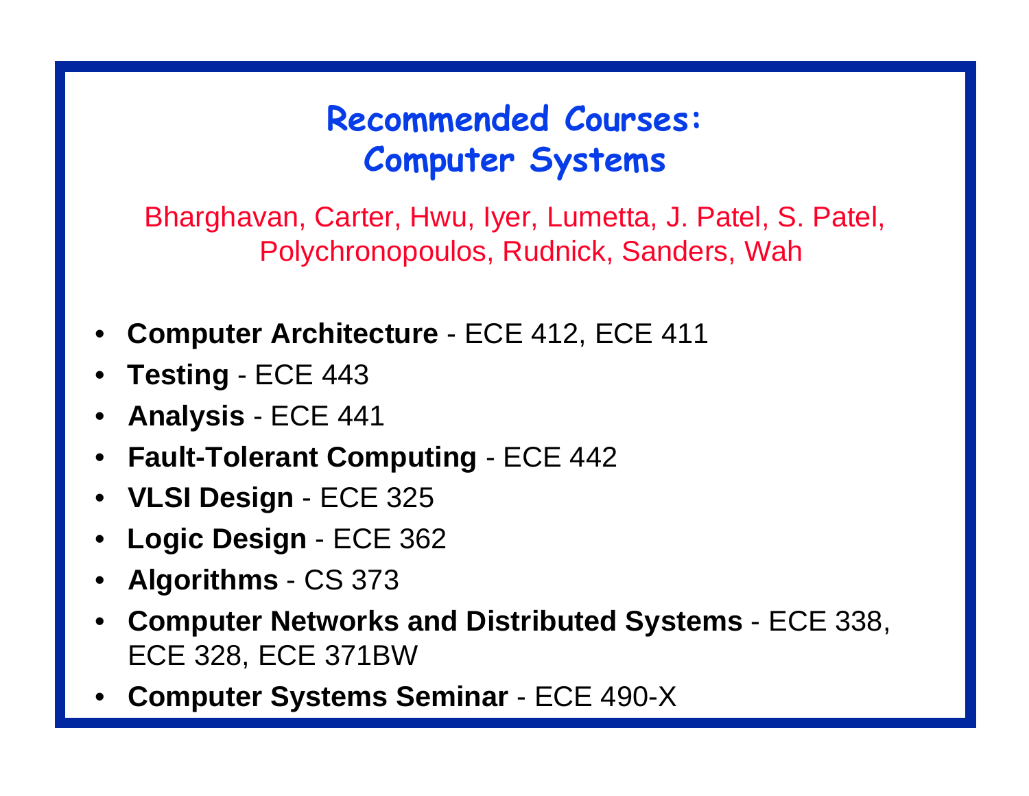# Recommended Courses: Computer Systems

Bharghavan, Carter, Hwu, Iyer, Lumetta, J. Patel, S. Patel, Polychronopoulos, Rudnick, Sanders, Wah

- **Computer Architecture** - ECE 412, ECE 411
- **Testing** - ECE 443
- **Analysis** - ECE 441
- **Fault-Tolerant Computing** - ECE 442
- **VLSI Design** - ECE 325
- **Logic Design** - ECE 362
- **Algorithms** - CS 373
- **Computer Networks and Distributed Systems** - ECE 338, ECE 328, ECE 371BW
- **Computer Systems Seminar** - ECE 490-X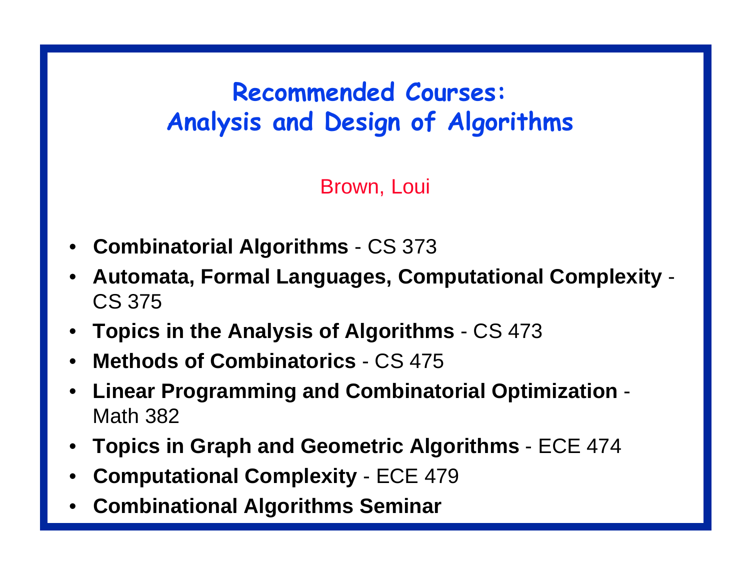# Recommended Courses: Analysis and Design of Algorithms

Brown, Loui

- **Combinatorial Algorithms** - CS 373
- **Automata, Formal Languages, Computational Complexity** - CS 375
- **Topics in the Analysis of Algorithms** - CS 473
- **Methods of Combinatorics** - CS 475
- **Linear Programming and Combinatorial Optimization** - Math 382
- **Topics in Graph and Geometric Algorithms** - ECE 474
- **Computational Complexity** - ECE 479
- **Combinational Algorithms Seminar**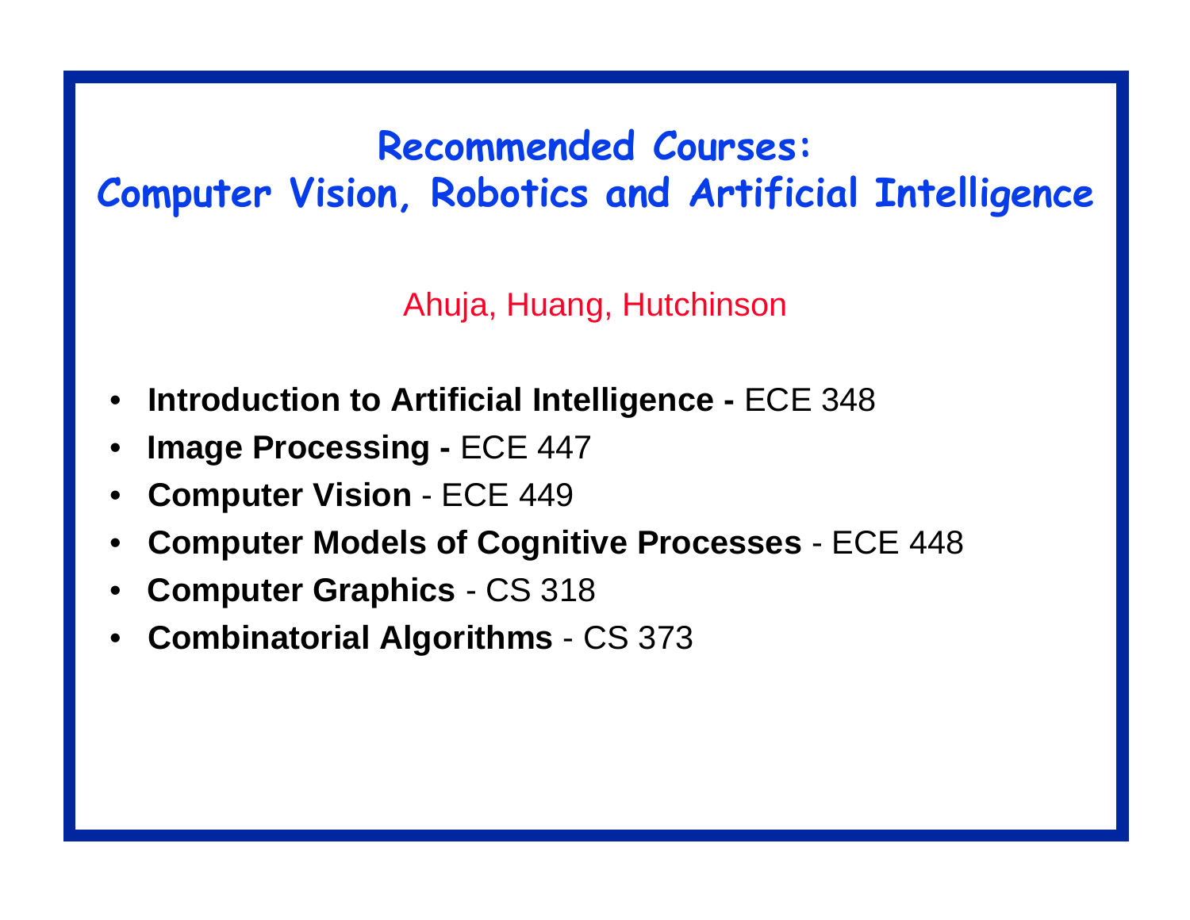# Recommended Courses:
# Computer Vision, Robotics and Artificial Intelligence

Ahuja, Huang, Hutchinson

- **Introduction to Artificial Intelligence -** ECE 348
- **Image Processing -** ECE 447
- **Computer Vision** - ECE 449
- **Computer Models of Cognitive Processes** - ECE 448
- **Computer Graphics** - CS 318
- **Combinatorial Algorithms** - CS 373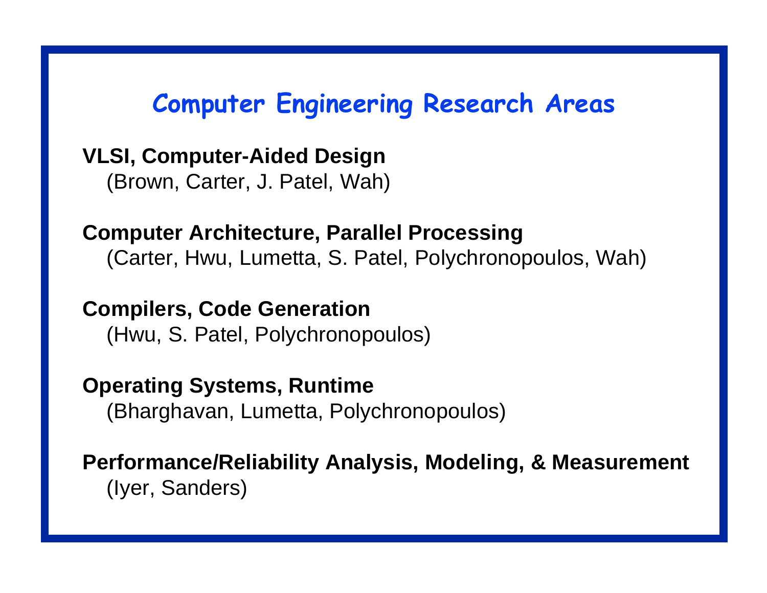# Computer Engineering Research Areas

**VLSI, Computer-Aided Design**
(Brown, Carter, J. Patel, Wah)

**Computer Architecture, Parallel Processing**
(Carter, Hwu, Lumetta, S. Patel, Polychronopoulos, Wah)

**Compilers, Code Generation**
(Hwu, S. Patel, Polychronopoulos)

**Operating Systems, Runtime**
(Bharghavan, Lumetta, Polychronopoulos)

**Performance/Reliability Analysis, Modeling, & Measurement**
(Iyer, Sanders)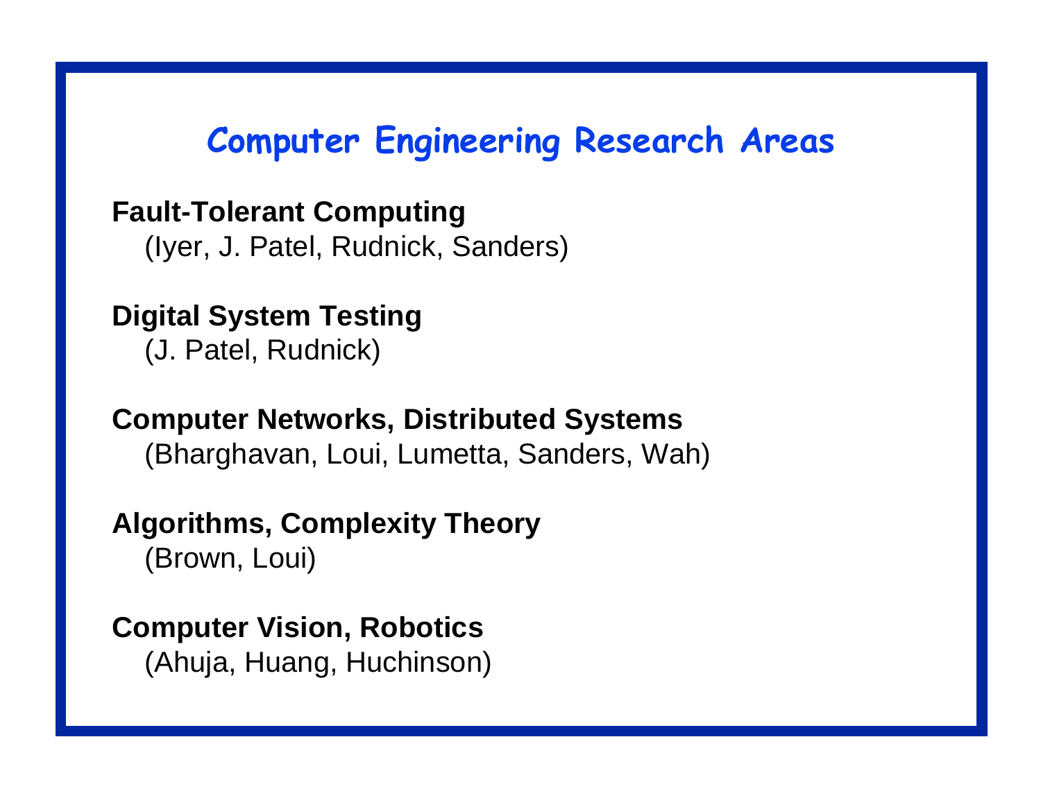# Computer Engineering Research Areas

**Fault-Tolerant Computing**
(Iyer, J. Patel, Rudnick, Sanders)

**Digital System Testing**
(J. Patel, Rudnick)

**Computer Networks, Distributed Systems**
(Bharghavan, Loui, Lumetta, Sanders, Wah)

**Algorithms, Complexity Theory**
(Brown, Loui)

**Computer Vision, Robotics**
(Ahuja, Huang, Huchinson)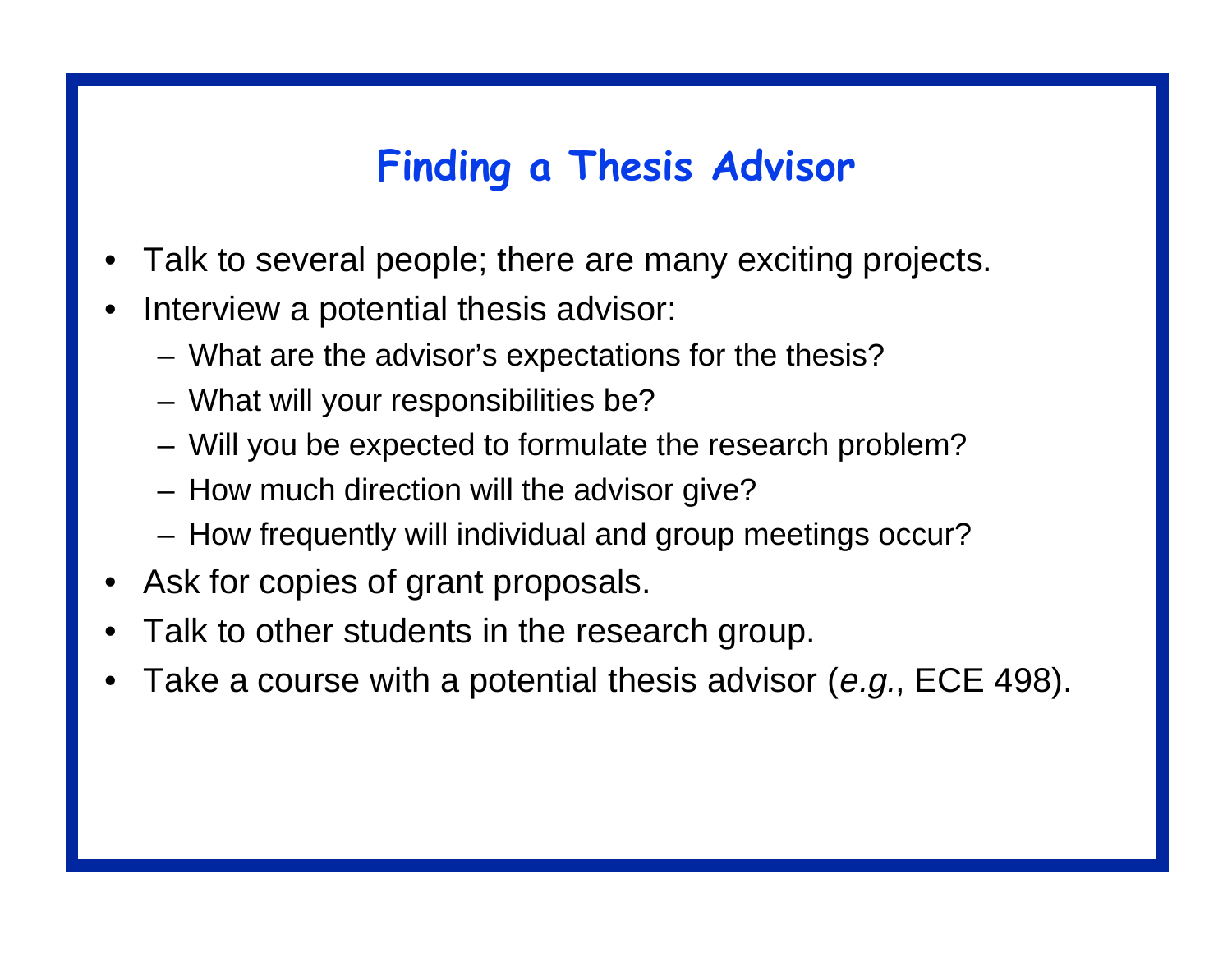# Finding a Thesis Advisor

- Talk to several people; there are many exciting projects.
- Interview a potential thesis advisor:
  - What are the advisor's expectations for the thesis?
  - What will your responsibilities be?
  - Will you be expected to formulate the research problem?
  - How much direction will the advisor give?
  - How frequently will individual and group meetings occur?
- Ask for copies of grant proposals.
- Talk to other students in the research group.
- Take a course with a potential thesis advisor (*e.g.*, ECE 498).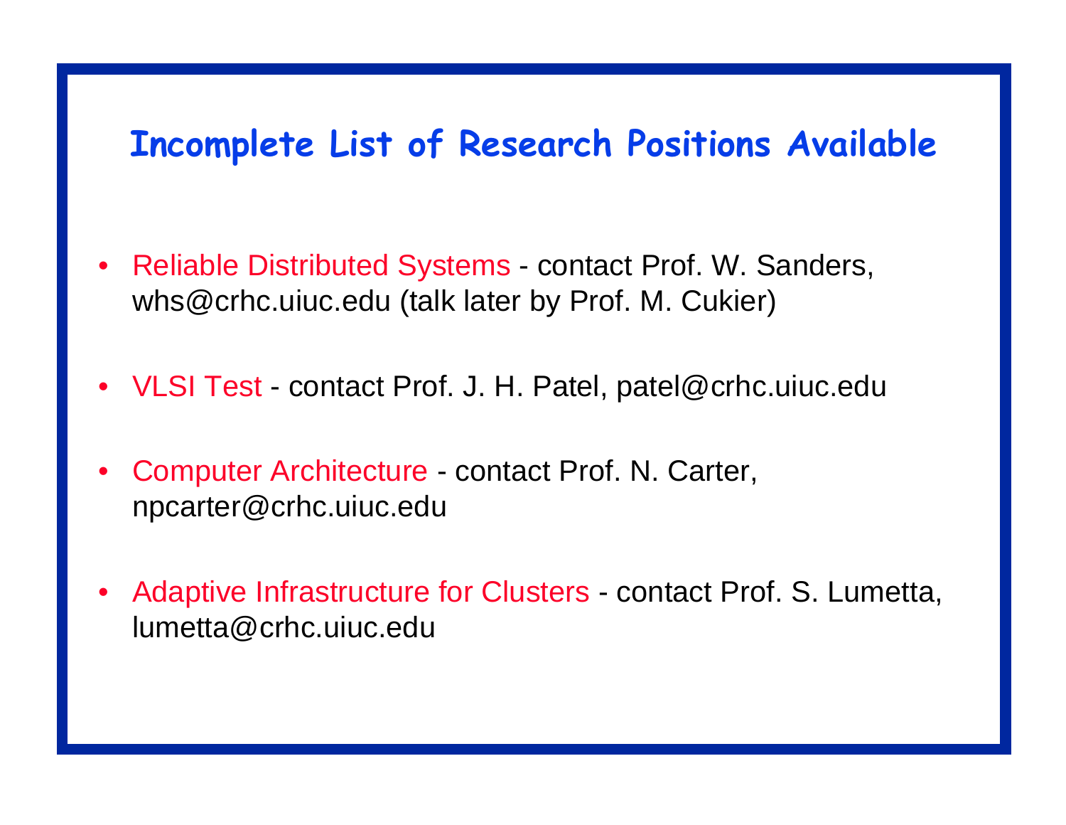# Incomplete List of Research Positions Available

- Reliable Distributed Systems - contact Prof. W. Sanders, whs@crhc.uiuc.edu (talk later by Prof. M. Cukier)
- VLSI Test - contact Prof. J. H. Patel, patel@crhc.uiuc.edu
- Computer Architecture - contact Prof. N. Carter, npcarter@crhc.uiuc.edu
- Adaptive Infrastructure for Clusters - contact Prof. S. Lumetta, lumetta@crhc.uiuc.edu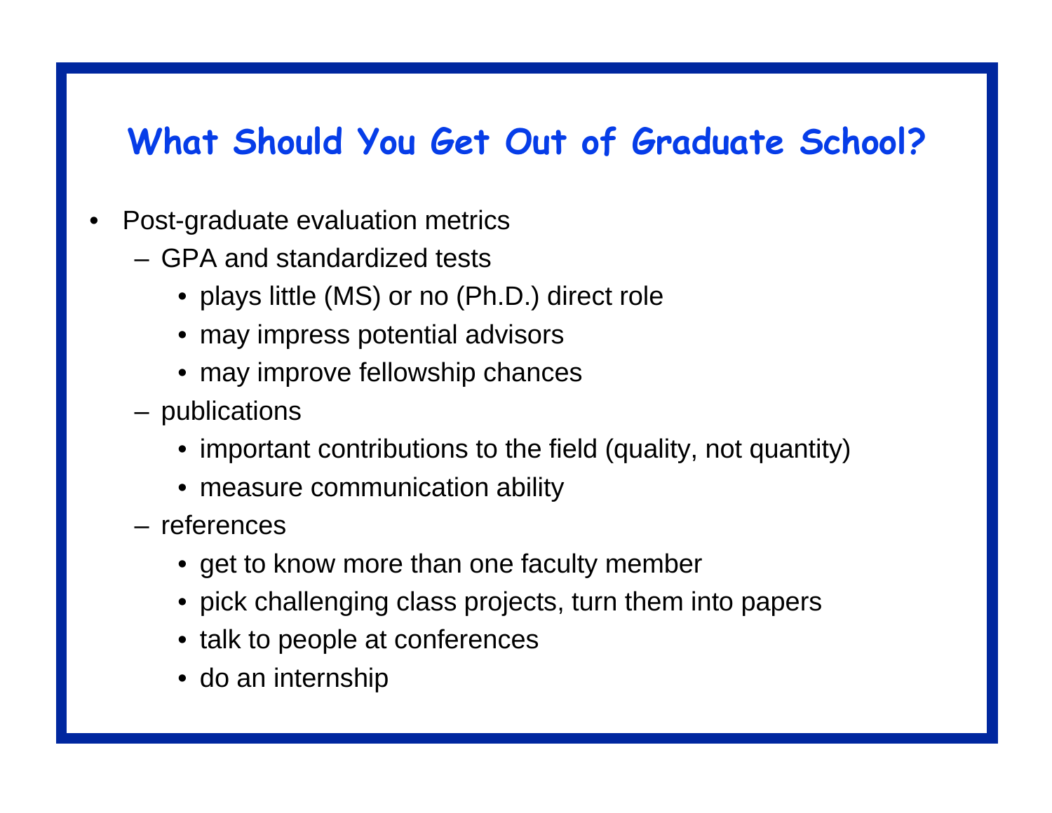# What Should You Get Out of Graduate School?

- Post-graduate evaluation metrics
  - GPA and standardized tests
    - plays little (MS) or no (Ph.D.) direct role
    - may impress potential advisors
    - may improve fellowship chances
  - publications
    - important contributions to the field (quality, not quantity)
    - measure communication ability
  - references
    - get to know more than one faculty member
    - pick challenging class projects, turn them into papers
    - talk to people at conferences
    - do an internship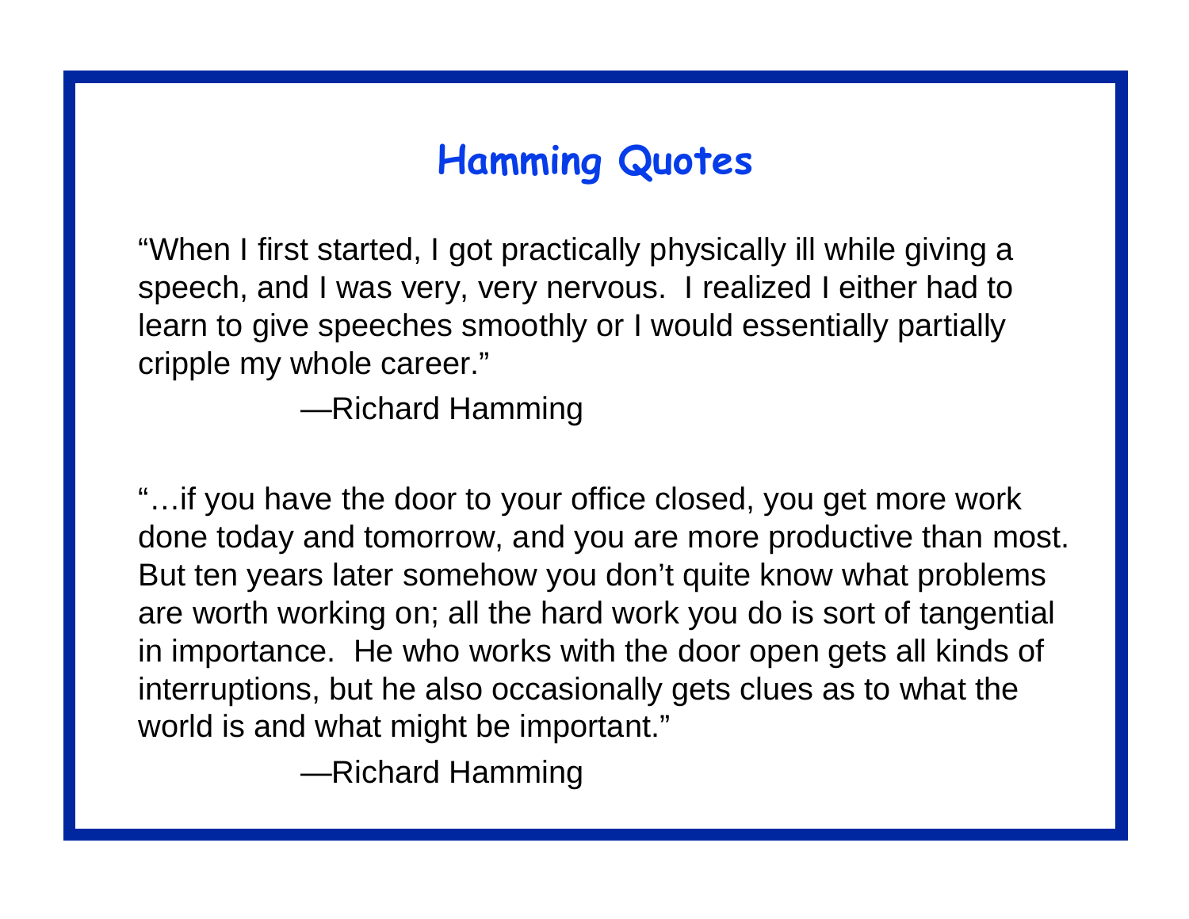# Hamming Quotes

"When I first started, I got practically physically ill while giving a speech, and I was very, very nervous. I realized I either had to learn to give speeches smoothly or I would essentially partially cripple my whole career."

—Richard Hamming

"…if you have the door to your office closed, you get more work done today and tomorrow, and you are more productive than most. But ten years later somehow you don't quite know what problems are worth working on; all the hard work you do is sort of tangential in importance. He who works with the door open gets all kinds of interruptions, but he also occasionally gets clues as to what the world is and what might be important."

—Richard Hamming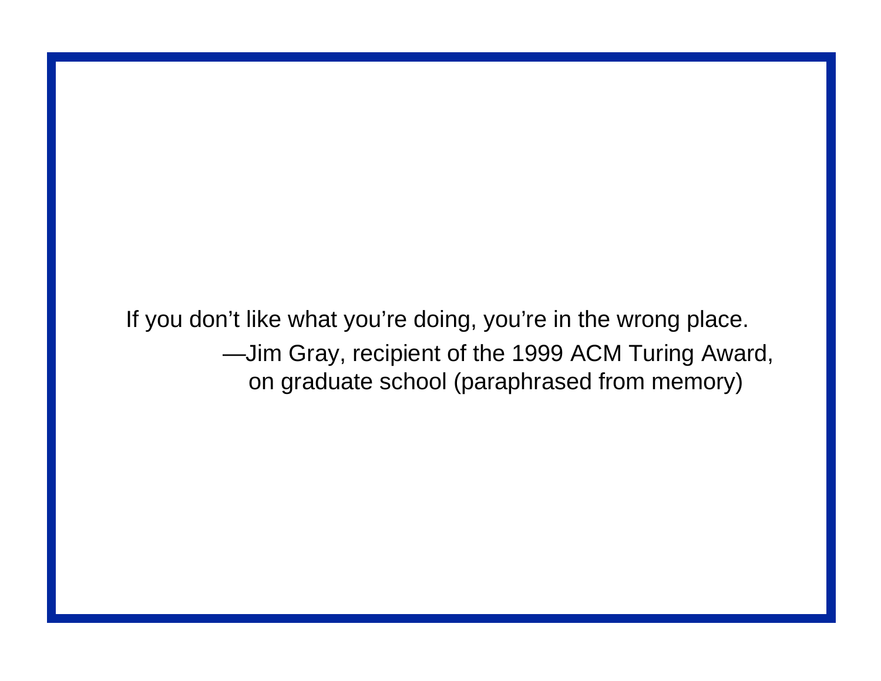If you don’t like what you’re doing, you’re in the wrong place.

—Jim Gray, recipient of the 1999 ACM Turing Award,
on graduate school (paraphrased from memory)